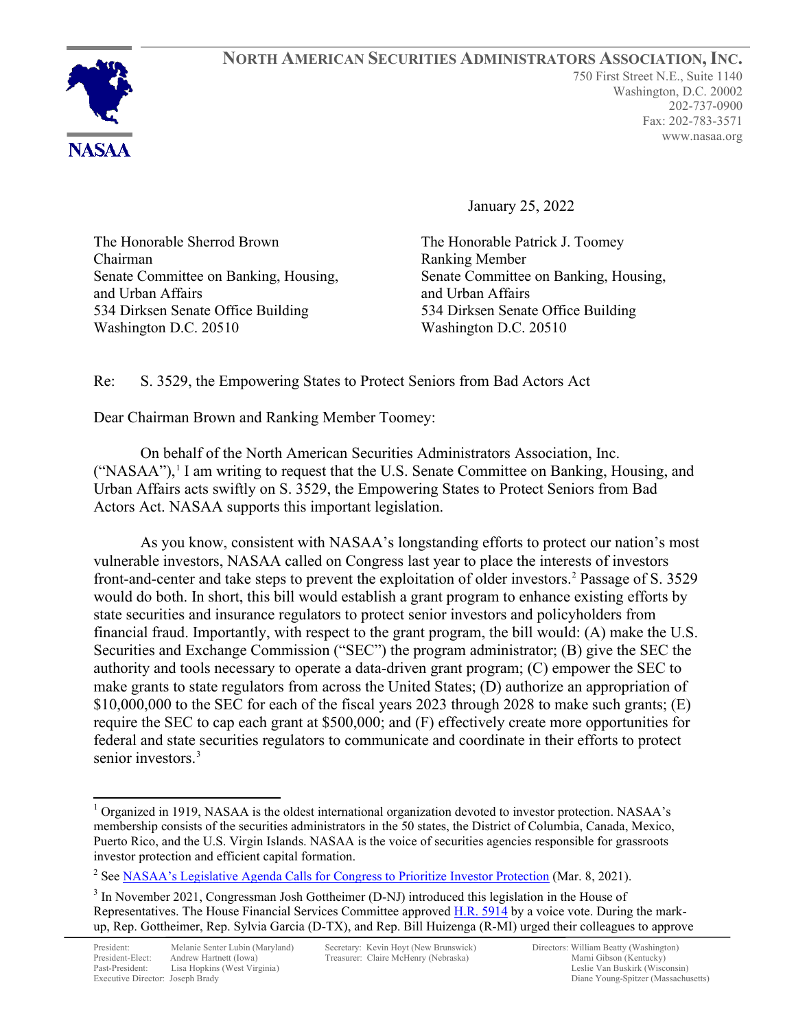# North American Securities Administrators Association, Inc.

NASAA

750 First Street N.E., Suite 1140
Washington, D.C. 20002
202-737-0900
Fax: 202-783-3571
www.nasaa.org

January 25, 2022

The Honorable Sherrod Brown
Chairman
Senate Committee on Banking, Housing, and Urban Affairs
534 Dirksen Senate Office Building
Washington D.C. 20510

The Honorable Patrick J. Toomey
Ranking Member
Senate Committee on Banking, Housing, and Urban Affairs
534 Dirksen Senate Office Building
Washington D.C. 20510

Re: S. 3529, the Empowering States to Protect Seniors from Bad Actors Act

Dear Chairman Brown and Ranking Member Toomey:

On behalf of the North American Securities Administrators Association, Inc. ("NASAA"),[1] I am writing to request that the U.S. Senate Committee on Banking, Housing, and Urban Affairs acts swiftly on S. 3529, the Empowering States to Protect Seniors from Bad Actors Act. NASAA supports this important legislation.

As you know, consistent with NASAA's longstanding efforts to protect our nation's most vulnerable investors, NASAA called on Congress last year to place the interests of investors front-and-center and take steps to prevent the exploitation of older investors.[2] Passage of S. 3529 would do both. In short, this bill would establish a grant program to enhance existing efforts by state securities and insurance regulators to protect senior investors and policyholders from financial fraud. Importantly, with respect to the grant program, the bill would: (A) make the U.S. Securities and Exchange Commission ("SEC") the program administrator; (B) give the SEC the authority and tools necessary to operate a data-driven grant program; (C) empower the SEC to make grants to state regulators from across the United States; (D) authorize an appropriation of $10,000,000 to the SEC for each of the fiscal years 2023 through 2028 to make such grants; (E) require the SEC to cap each grant at $500,000; and (F) effectively create more opportunities for federal and state securities regulators to communicate and coordinate in their efforts to protect senior investors.[3]

---

[1] Organized in 1919, NASAA is the oldest international organization devoted to investor protection. NASAA's membership consists of the securities administrators in the 50 states, the District of Columbia, Canada, Mexico, Puerto Rico, and the U.S. Virgin Islands. NASAA is the voice of securities agencies responsible for grassroots investor protection and efficient capital formation.

[2] See NASAA's Legislative Agenda Calls for Congress to Prioritize Investor Protection (Mar. 8, 2021).

[3] In November 2021, Congressman Josh Gottheimer (D-NJ) introduced this legislation in the House of Representatives. The House Financial Services Committee approved H.R. 5914 by a voice vote. During the mark-up, Rep. Gottheimer, Rep. Sylvia Garcia (D-TX), and Rep. Bill Huizenga (R-MI) urged their colleagues to approve

---

President: Melanie Senter Lubin (Maryland)
President-Elect: Andrew Hartnett (Iowa)
Past-President: Lisa Hopkins (West Virginia)
Executive Director: Joseph Brady

Secretary: Kevin Hoyt (New Brunswick)
Treasurer: Claire McHenry (Nebraska)

Directors: William Beatty (Washington)
Marni Gibson (Kentucky)
Leslie Van Buskirk (Wisconsin)
Diane Young-Spitzer (Massachusetts)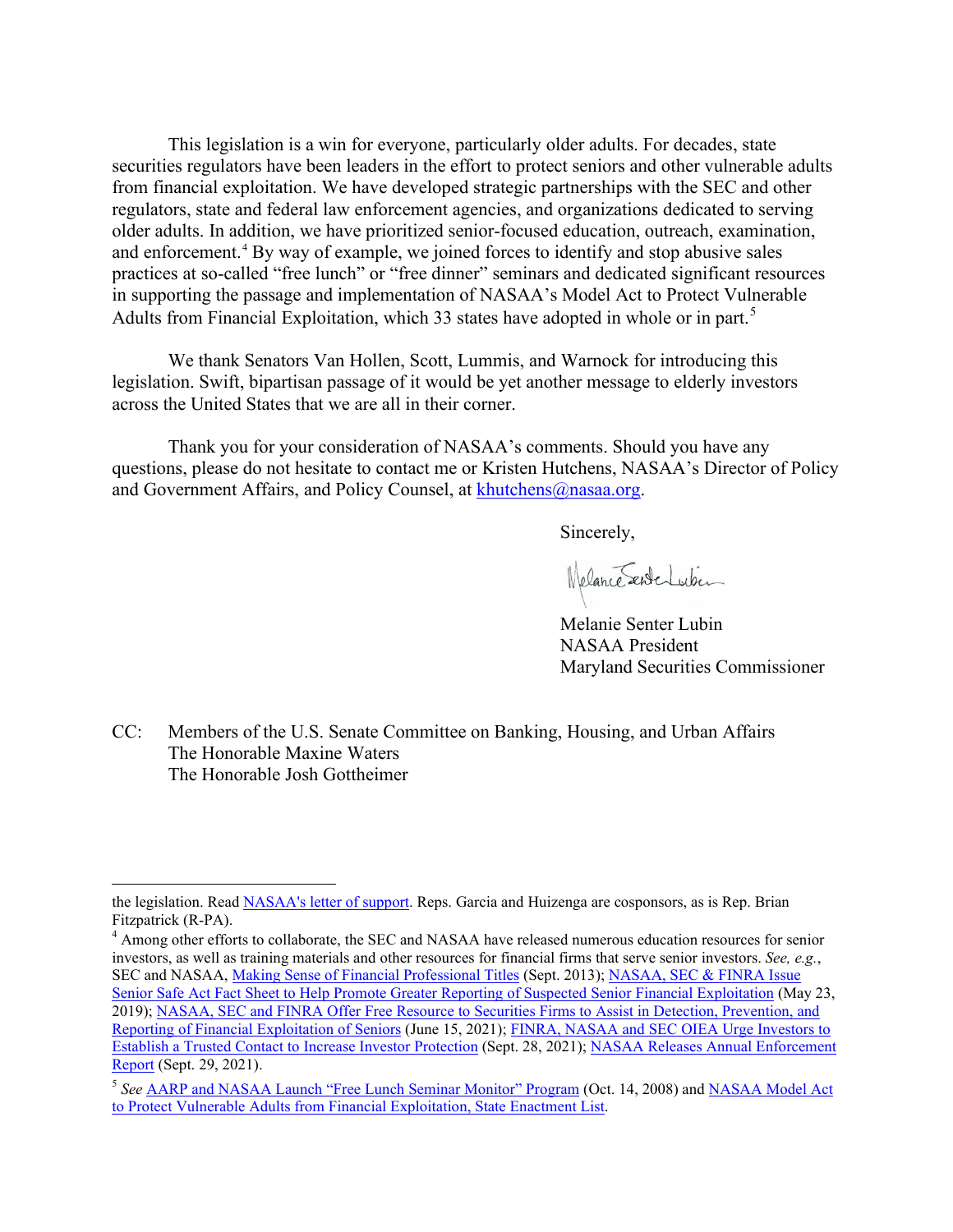This legislation is a win for everyone, particularly older adults. For decades, state securities regulators have been leaders in the effort to protect seniors and other vulnerable adults from financial exploitation. We have developed strategic partnerships with the SEC and other regulators, state and federal law enforcement agencies, and organizations dedicated to serving older adults. In addition, we have prioritized senior-focused education, outreach, examination, and enforcement.[4] By way of example, we joined forces to identify and stop abusive sales practices at so-called "free lunch" or "free dinner" seminars and dedicated significant resources in supporting the passage and implementation of NASAA's Model Act to Protect Vulnerable Adults from Financial Exploitation, which 33 states have adopted in whole or in part.[5]

We thank Senators Van Hollen, Scott, Lummis, and Warnock for introducing this legislation. Swift, bipartisan passage of it would be yet another message to elderly investors across the United States that we are all in their corner.

Thank you for your consideration of NASAA's comments. Should you have any questions, please do not hesitate to contact me or Kristen Hutchens, NASAA's Director of Policy and Government Affairs, and Policy Counsel, at khutchens@nasaa.org.

Sincerely,

Melanie Senter Lubin
NASAA President
Maryland Securities Commissioner

CC: Members of the U.S. Senate Committee on Banking, Housing, and Urban Affairs
The Honorable Maxine Waters
The Honorable Josh Gottheimer

---

the legislation. Read NASAA's letter of support. Reps. Garcia and Huizenga are cosponsors, as is Rep. Brian Fitzpatrick (R-PA).

[4] Among other efforts to collaborate, the SEC and NASAA have released numerous education resources for senior investors, as well as training materials and other resources for financial firms that serve senior investors. *See, e.g.*, SEC and NASAA, Making Sense of Financial Professional Titles (Sept. 2013); NASAA, SEC & FINRA Issue Senior Safe Act Fact Sheet to Help Promote Greater Reporting of Suspected Senior Financial Exploitation (May 23, 2019); NASAA, SEC and FINRA Offer Free Resource to Securities Firms to Assist in Detection, Prevention, and Reporting of Financial Exploitation of Seniors (June 15, 2021); FINRA, NASAA and SEC OIEA Urge Investors to Establish a Trusted Contact to Increase Investor Protection (Sept. 28, 2021); NASAA Releases Annual Enforcement Report (Sept. 29, 2021).

[5] *See* AARP and NASAA Launch "Free Lunch Seminar Monitor" Program (Oct. 14, 2008) and NASAA Model Act to Protect Vulnerable Adults from Financial Exploitation, State Enactment List.